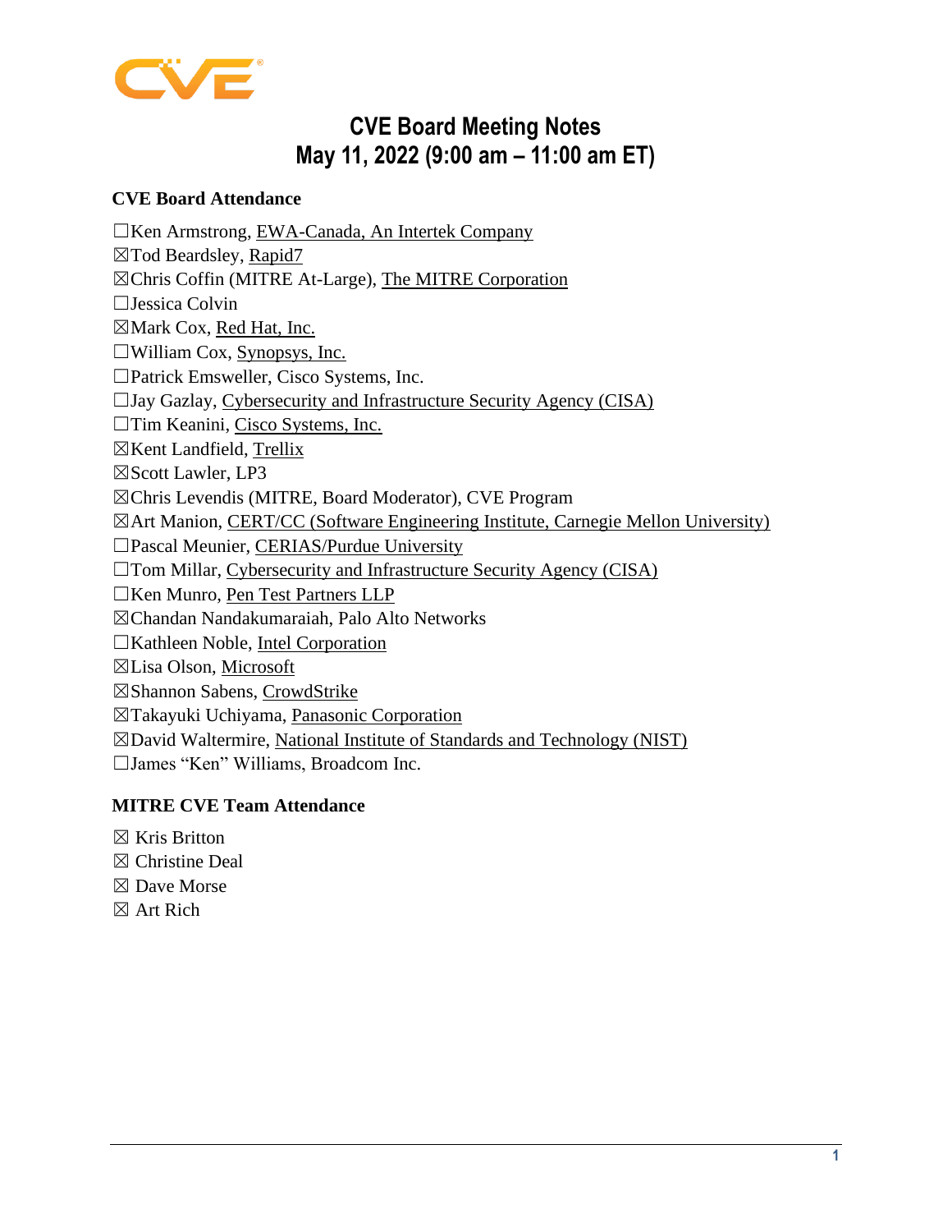# CVE Board Meeting Notes
# May 11, 2022 (9:00 am – 11:00 am ET)

**CVE Board Attendance**

☐Ken Armstrong, EWA-Canada, An Intertek Company
☒Tod Beardsley, Rapid7
☒Chris Coffin (MITRE At-Large), The MITRE Corporation
☐Jessica Colvin
☒Mark Cox, Red Hat, Inc.
☐William Cox, Synopsys, Inc.
☐Patrick Emsweller, Cisco Systems, Inc.
☐Jay Gazlay, Cybersecurity and Infrastructure Security Agency (CISA)
☐Tim Keanini, Cisco Systems, Inc.
☒Kent Landfield, Trellix
☒Scott Lawler, LP3
☒Chris Levendis (MITRE, Board Moderator), CVE Program
☒Art Manion, CERT/CC (Software Engineering Institute, Carnegie Mellon University)
☐Pascal Meunier, CERIAS/Purdue University
☐Tom Millar, Cybersecurity and Infrastructure Security Agency (CISA)
☐Ken Munro, Pen Test Partners LLP
☒Chandan Nandakumaraiah, Palo Alto Networks
☐Kathleen Noble, Intel Corporation
☒Lisa Olson, Microsoft
☒Shannon Sabens, CrowdStrike
☒Takayuki Uchiyama, Panasonic Corporation
☒David Waltermire, National Institute of Standards and Technology (NIST)
☐James "Ken" Williams, Broadcom Inc.

**MITRE CVE Team Attendance**

☒ Kris Britton
☒ Christine Deal
☒ Dave Morse
☒ Art Rich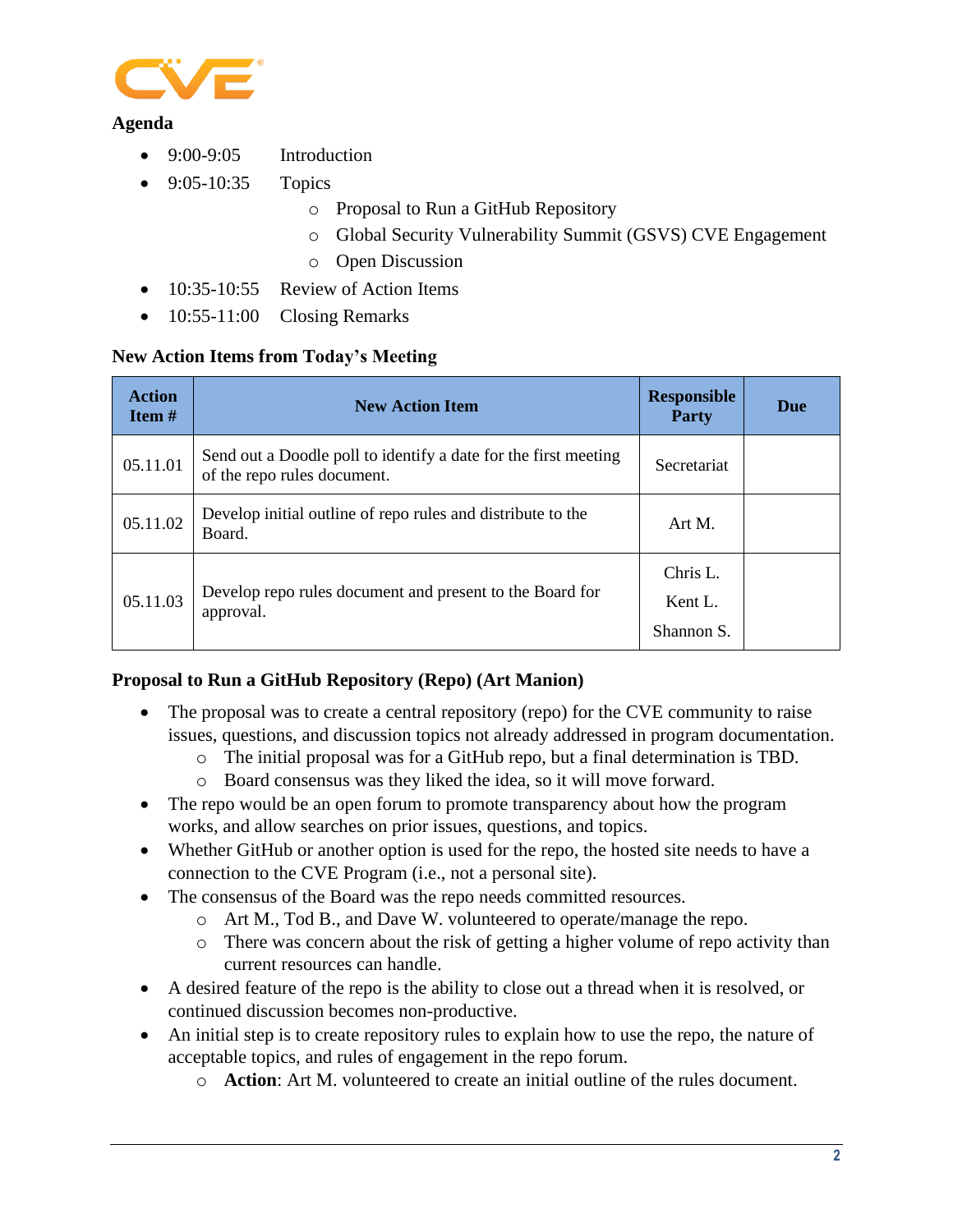**Agenda**

- 9:00-9:05 Introduction
- 9:05-10:35 Topics
  - Proposal to Run a GitHub Repository
  - Global Security Vulnerability Summit (GSVS) CVE Engagement
  - Open Discussion
- 10:35-10:55 Review of Action Items
- 10:55-11:00 Closing Remarks

**New Action Items from Today's Meeting**

| Action Item # | New Action Item | Responsible Party | Due |
|---|---|---|---|
| 05.11.01 | Send out a Doodle poll to identify a date for the first meeting of the repo rules document. | Secretariat | |
| 05.11.02 | Develop initial outline of repo rules and distribute to the Board. | Art M. | |
| 05.11.03 | Develop repo rules document and present to the Board for approval. | Chris L.<br>Kent L.<br>Shannon S. | |

**Proposal to Run a GitHub Repository (Repo) (Art Manion)**

- The proposal was to create a central repository (repo) for the CVE community to raise issues, questions, and discussion topics not already addressed in program documentation.
  - The initial proposal was for a GitHub repo, but a final determination is TBD.
  - Board consensus was they liked the idea, so it will move forward.
- The repo would be an open forum to promote transparency about how the program works, and allow searches on prior issues, questions, and topics.
- Whether GitHub or another option is used for the repo, the hosted site needs to have a connection to the CVE Program (i.e., not a personal site).
- The consensus of the Board was the repo needs committed resources.
  - Art M., Tod B., and Dave W. volunteered to operate/manage the repo.
  - There was concern about the risk of getting a higher volume of repo activity than current resources can handle.
- A desired feature of the repo is the ability to close out a thread when it is resolved, or continued discussion becomes non-productive.
- An initial step is to create repository rules to explain how to use the repo, the nature of acceptable topics, and rules of engagement in the repo forum.
  - **Action**: Art M. volunteered to create an initial outline of the rules document.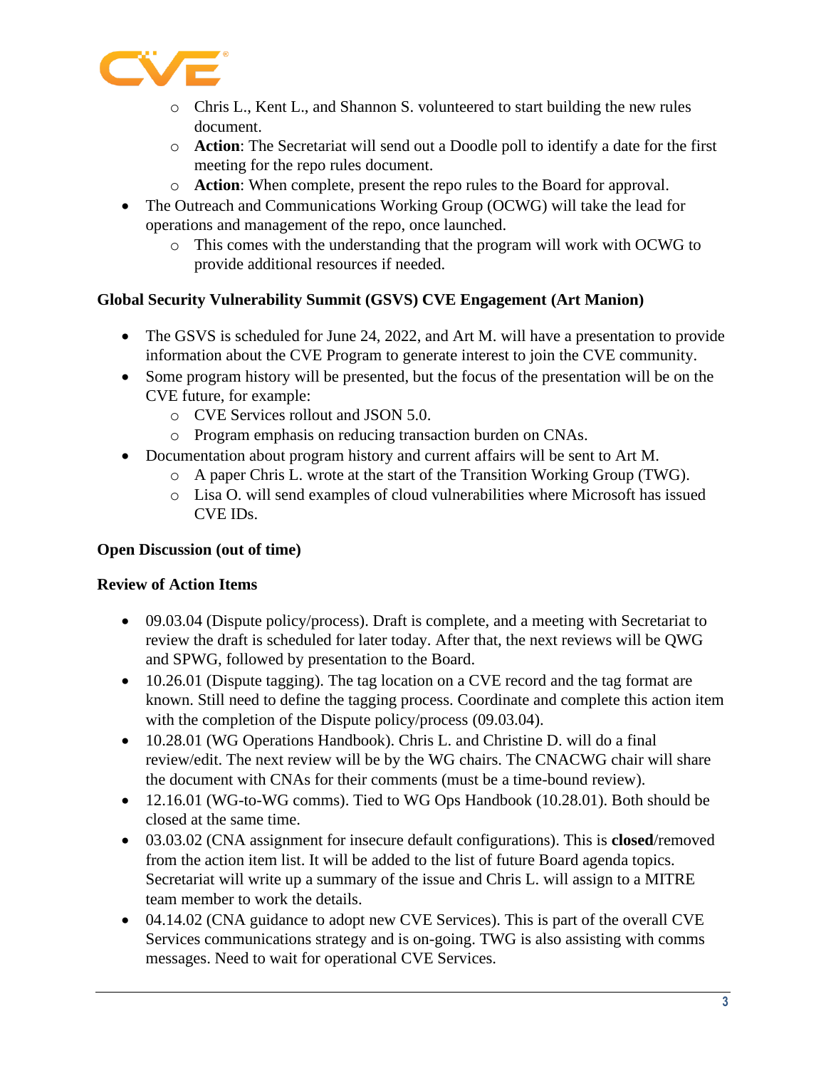- Chris L., Kent L., and Shannon S. volunteered to start building the new rules document.
  - **Action**: The Secretariat will send out a Doodle poll to identify a date for the first meeting for the repo rules document.
  - **Action**: When complete, present the repo rules to the Board for approval.
- The Outreach and Communications Working Group (OCWG) will take the lead for operations and management of the repo, once launched.
  - This comes with the understanding that the program will work with OCWG to provide additional resources if needed.

**Global Security Vulnerability Summit (GSVS) CVE Engagement (Art Manion)**

- The GSVS is scheduled for June 24, 2022, and Art M. will have a presentation to provide information about the CVE Program to generate interest to join the CVE community.
- Some program history will be presented, but the focus of the presentation will be on the CVE future, for example:
  - CVE Services rollout and JSON 5.0.
  - Program emphasis on reducing transaction burden on CNAs.
- Documentation about program history and current affairs will be sent to Art M.
  - A paper Chris L. wrote at the start of the Transition Working Group (TWG).
  - Lisa O. will send examples of cloud vulnerabilities where Microsoft has issued CVE IDs.

**Open Discussion (out of time)**

**Review of Action Items**

- 09.03.04 (Dispute policy/process). Draft is complete, and a meeting with Secretariat to review the draft is scheduled for later today. After that, the next reviews will be QWG and SPWG, followed by presentation to the Board.
- 10.26.01 (Dispute tagging). The tag location on a CVE record and the tag format are known. Still need to define the tagging process. Coordinate and complete this action item with the completion of the Dispute policy/process (09.03.04).
- 10.28.01 (WG Operations Handbook). Chris L. and Christine D. will do a final review/edit. The next review will be by the WG chairs. The CNACWG chair will share the document with CNAs for their comments (must be a time-bound review).
- 12.16.01 (WG-to-WG comms). Tied to WG Ops Handbook (10.28.01). Both should be closed at the same time.
- 03.03.02 (CNA assignment for insecure default configurations). This is **closed**/removed from the action item list. It will be added to the list of future Board agenda topics. Secretariat will write up a summary of the issue and Chris L. will assign to a MITRE team member to work the details.
- 04.14.02 (CNA guidance to adopt new CVE Services). This is part of the overall CVE Services communications strategy and is on-going. TWG is also assisting with comms messages. Need to wait for operational CVE Services.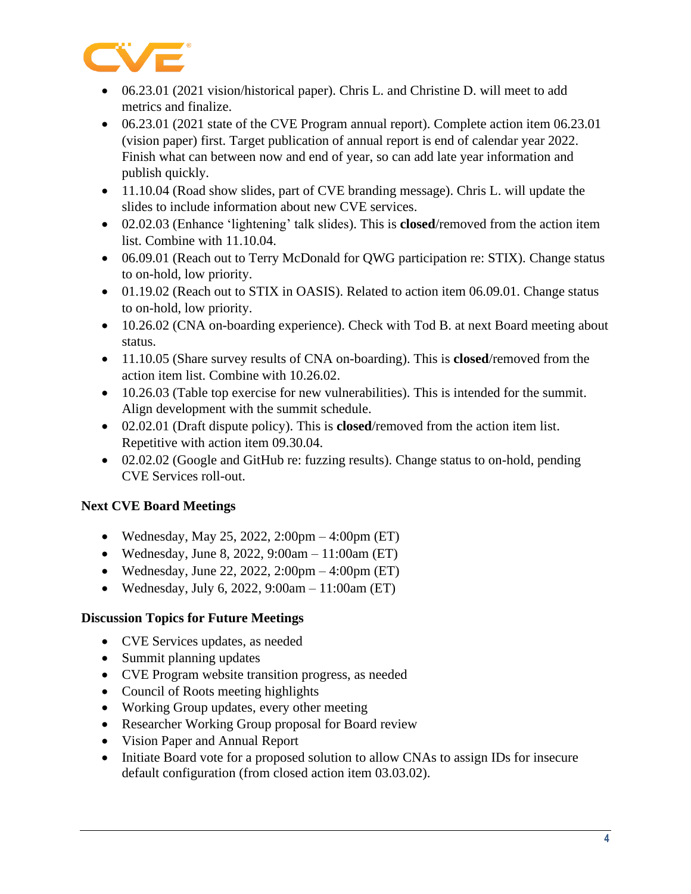- 06.23.01 (2021 vision/historical paper). Chris L. and Christine D. will meet to add metrics and finalize.
- 06.23.01 (2021 state of the CVE Program annual report). Complete action item 06.23.01 (vision paper) first. Target publication of annual report is end of calendar year 2022. Finish what can between now and end of year, so can add late year information and publish quickly.
- 11.10.04 (Road show slides, part of CVE branding message). Chris L. will update the slides to include information about new CVE services.
- 02.02.03 (Enhance 'lightening' talk slides). This is **closed**/removed from the action item list. Combine with 11.10.04.
- 06.09.01 (Reach out to Terry McDonald for QWG participation re: STIX). Change status to on-hold, low priority.
- 01.19.02 (Reach out to STIX in OASIS). Related to action item 06.09.01. Change status to on-hold, low priority.
- 10.26.02 (CNA on-boarding experience). Check with Tod B. at next Board meeting about status.
- 11.10.05 (Share survey results of CNA on-boarding). This is **closed**/removed from the action item list. Combine with 10.26.02.
- 10.26.03 (Table top exercise for new vulnerabilities). This is intended for the summit. Align development with the summit schedule.
- 02.02.01 (Draft dispute policy). This is **closed**/removed from the action item list. Repetitive with action item 09.30.04.
- 02.02.02 (Google and GitHub re: fuzzing results). Change status to on-hold, pending CVE Services roll-out.

### Next CVE Board Meetings

- Wednesday, May 25, 2022, 2:00pm – 4:00pm (ET)
- Wednesday, June 8, 2022, 9:00am – 11:00am (ET)
- Wednesday, June 22, 2022, 2:00pm – 4:00pm (ET)
- Wednesday, July 6, 2022, 9:00am – 11:00am (ET)

### Discussion Topics for Future Meetings

- CVE Services updates, as needed
- Summit planning updates
- CVE Program website transition progress, as needed
- Council of Roots meeting highlights
- Working Group updates, every other meeting
- Researcher Working Group proposal for Board review
- Vision Paper and Annual Report
- Initiate Board vote for a proposed solution to allow CNAs to assign IDs for insecure default configuration (from closed action item 03.03.02).